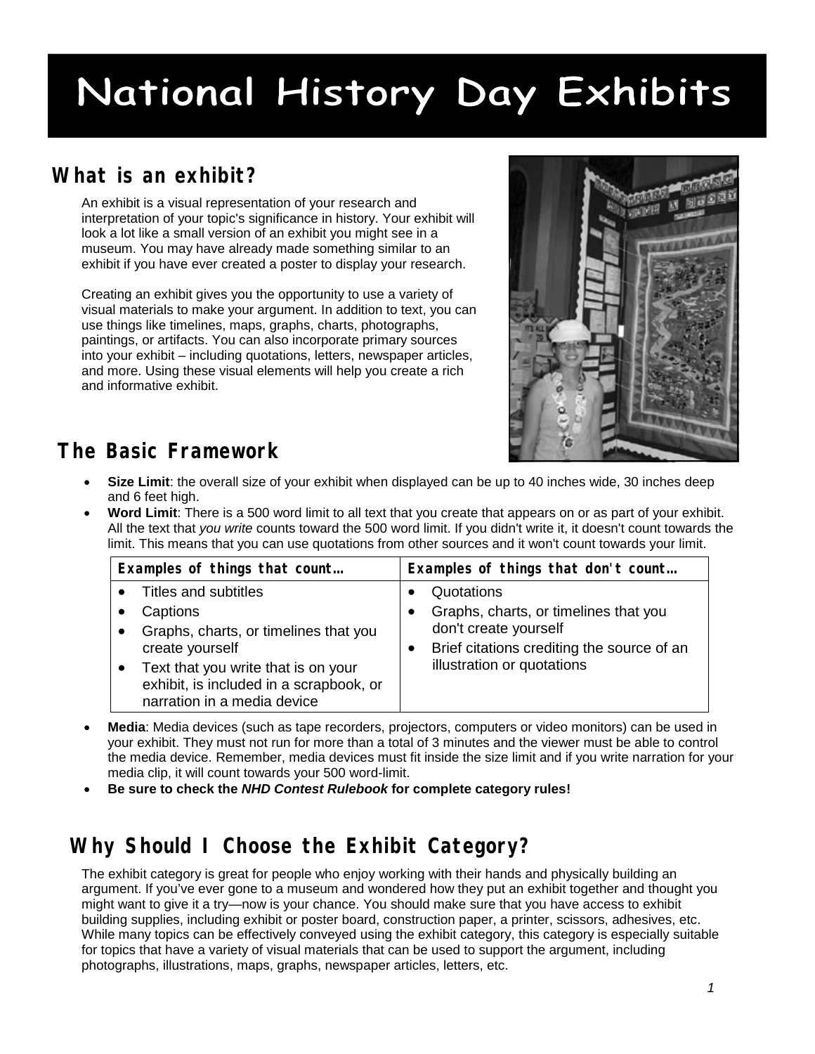# National History Day Exhibits

## What is an exhibit?

An exhibit is a visual representation of your research and interpretation of your topic's significance in history. Your exhibit will look a lot like a small version of an exhibit you might see in a museum. You may have already made something similar to an exhibit if you have ever created a poster to display your research.

Creating an exhibit gives you the opportunity to use a variety of visual materials to make your argument. In addition to text, you can use things like timelines, maps, graphs, charts, photographs, paintings, or artifacts. You can also incorporate primary sources into your exhibit – including quotations, letters, newspaper articles, and more. Using these visual elements will help you create a rich and informative exhibit.

## The Basic Framework

- **Size Limit**: the overall size of your exhibit when displayed can be up to 40 inches wide, 30 inches deep and 6 feet high.
- **Word Limit**: There is a 500 word limit to all text that you create that appears on or as part of your exhibit. All the text that *you write* counts toward the 500 word limit. If you didn't write it, it doesn't count towards the limit. This means that you can use quotations from other sources and it won't count towards your limit.

| Examples of things that count… | Examples of things that don't count… |
| --- | --- |
| • Titles and subtitles<br>• Captions<br>• Graphs, charts, or timelines that you create yourself<br>• Text that you write that is on your exhibit, is included in a scrapbook, or narration in a media device | • Quotations<br>• Graphs, charts, or timelines that you don't create yourself<br>• Brief citations crediting the source of an illustration or quotations |

- **Media**: Media devices (such as tape recorders, projectors, computers or video monitors) can be used in your exhibit. They must not run for more than a total of 3 minutes and the viewer must be able to control the media device. Remember, media devices must fit inside the size limit and if you write narration for your media clip, it will count towards your 500 word-limit.
- **Be sure to check the *NHD Contest Rulebook* for complete category rules!**

## Why Should I Choose the Exhibit Category?

The exhibit category is great for people who enjoy working with their hands and physically building an argument. If you've ever gone to a museum and wondered how they put an exhibit together and thought you might want to give it a try—now is your chance. You should make sure that you have access to exhibit building supplies, including exhibit or poster board, construction paper, a printer, scissors, adhesives, etc. While many topics can be effectively conveyed using the exhibit category, this category is especially suitable for topics that have a variety of visual materials that can be used to support the argument, including photographs, illustrations, maps, graphs, newspaper articles, letters, etc.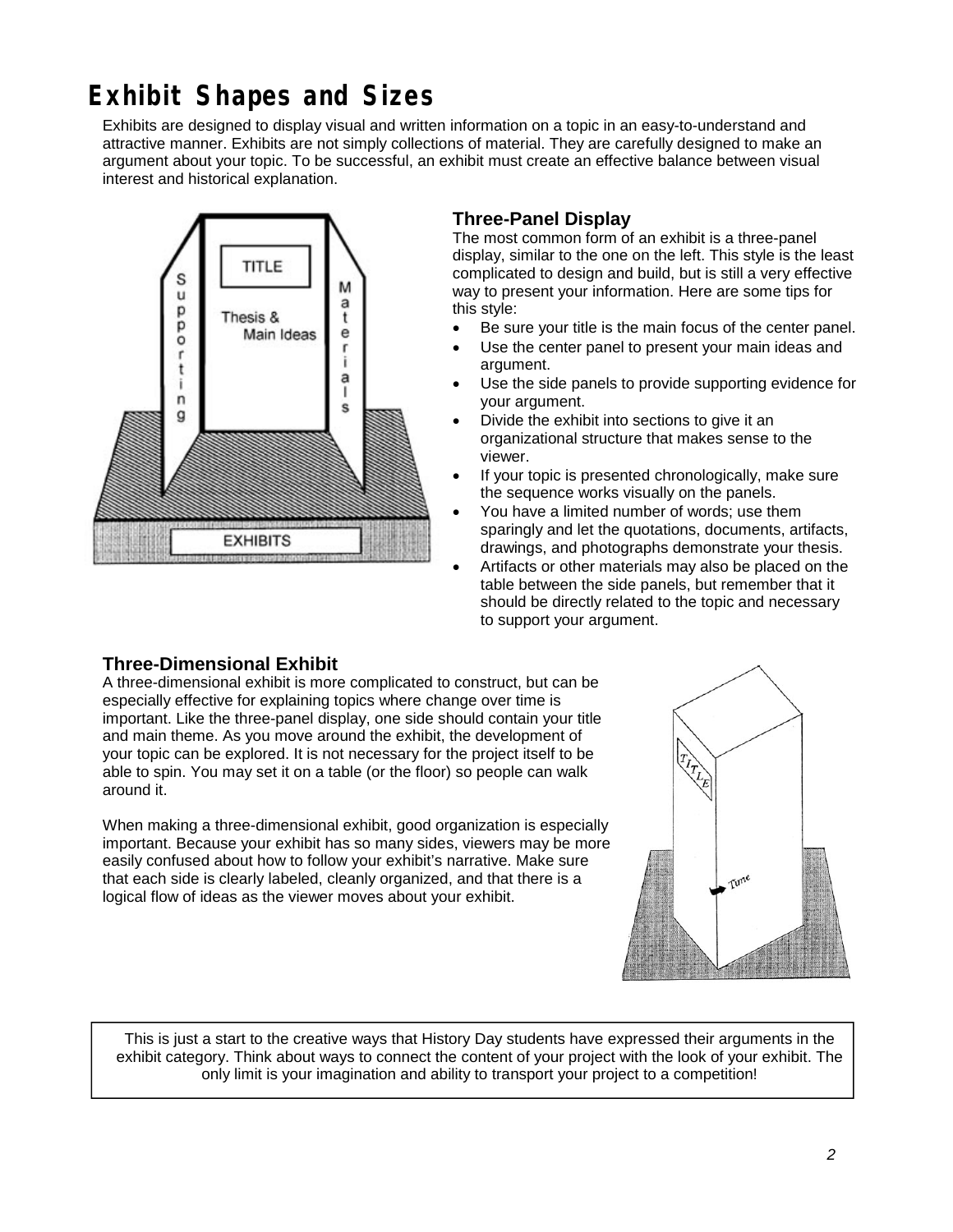# Exhibit Shapes and Sizes

Exhibits are designed to display visual and written information on a topic in an easy-to-understand and attractive manner. Exhibits are not simply collections of material. They are carefully designed to make an argument about your topic. To be successful, an exhibit must create an effective balance between visual interest and historical explanation.

### Three-Panel Display

The most common form of an exhibit is a three-panel display, similar to the one on the left. This style is the least complicated to design and build, but is still a very effective way to present your information. Here are some tips for this style:

- Be sure your title is the main focus of the center panel.
- Use the center panel to present your main ideas and argument.
- Use the side panels to provide supporting evidence for your argument.
- Divide the exhibit into sections to give it an organizational structure that makes sense to the viewer.
- If your topic is presented chronologically, make sure the sequence works visually on the panels.
- You have a limited number of words; use them sparingly and let the quotations, documents, artifacts, drawings, and photographs demonstrate your thesis.
- Artifacts or other materials may also be placed on the table between the side panels, but remember that it should be directly related to the topic and necessary to support your argument.

### Three-Dimensional Exhibit

A three-dimensional exhibit is more complicated to construct, but can be especially effective for explaining topics where change over time is important. Like the three-panel display, one side should contain your title and main theme. As you move around the exhibit, the development of your topic can be explored. It is not necessary for the project itself to be able to spin. You may set it on a table (or the floor) so people can walk around it.

When making a three-dimensional exhibit, good organization is especially important. Because your exhibit has so many sides, viewers may be more easily confused about how to follow your exhibit's narrative. Make sure that each side is clearly labeled, cleanly organized, and that there is a logical flow of ideas as the viewer moves about your exhibit.

This is just a start to the creative ways that History Day students have expressed their arguments in the exhibit category. Think about ways to connect the content of your project with the look of your exhibit. The only limit is your imagination and ability to transport your project to a competition!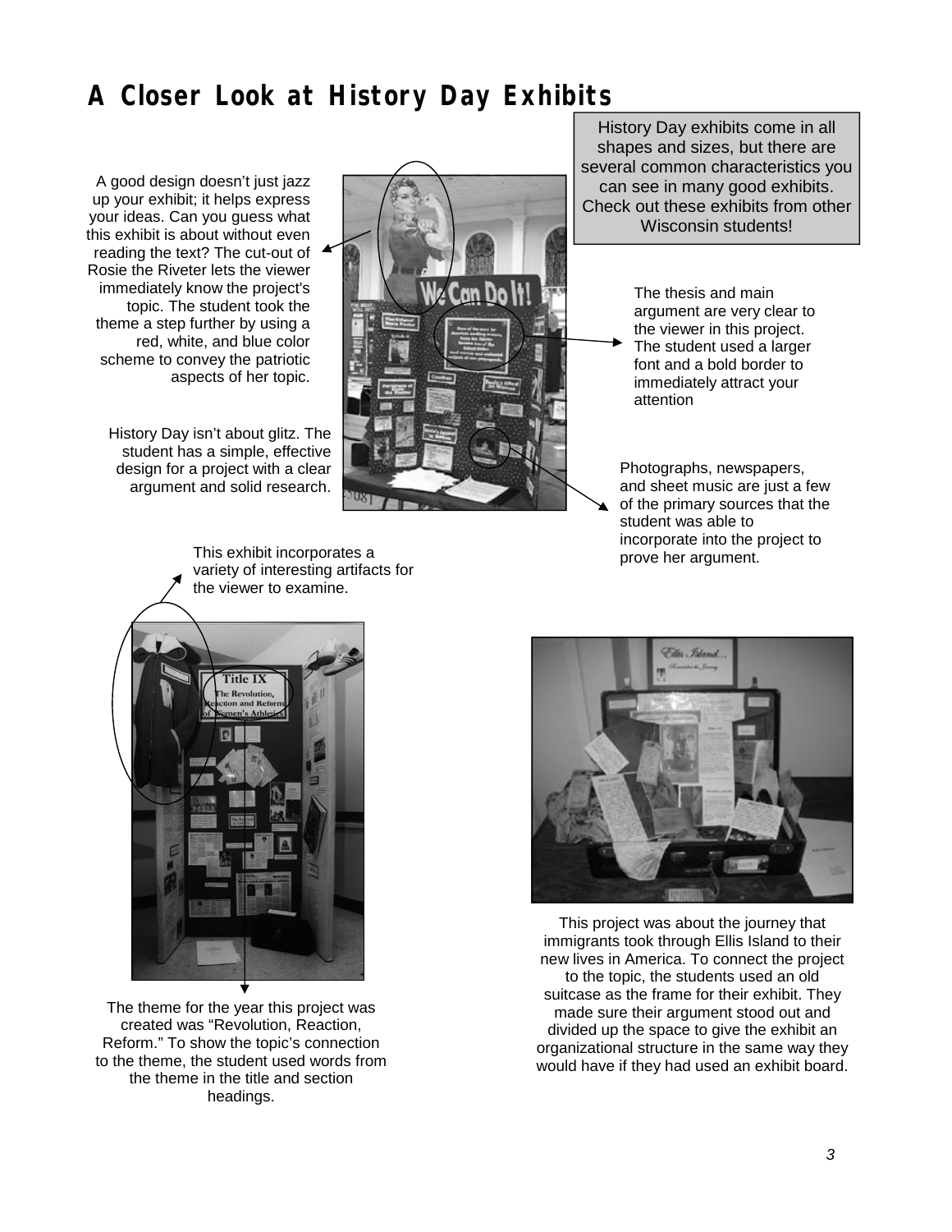# A Closer Look at History Day Exhibits

History Day exhibits come in all shapes and sizes, but there are several common characteristics you can see in many good exhibits. Check out these exhibits from other Wisconsin students!

A good design doesn't just jazz up your exhibit; it helps express your ideas. Can you guess what this exhibit is about without even reading the text? The cut-out of Rosie the Riveter lets the viewer immediately know the project's topic. The student took the theme a step further by using a red, white, and blue color scheme to convey the patriotic aspects of her topic.

History Day isn't about glitz. The student has a simple, effective design for a project with a clear argument and solid research.

The thesis and main argument are very clear to the viewer in this project. The student used a larger font and a bold border to immediately attract your attention

Photographs, newspapers, and sheet music are just a few of the primary sources that the student was able to incorporate into the project to prove her argument.

This exhibit incorporates a variety of interesting artifacts for the viewer to examine.

The theme for the year this project was created was "Revolution, Reaction, Reform." To show the topic's connection to the theme, the student used words from the theme in the title and section headings.

This project was about the journey that immigrants took through Ellis Island to their new lives in America. To connect the project to the topic, the students used an old suitcase as the frame for their exhibit. They made sure their argument stood out and divided up the space to give the exhibit an organizational structure in the same way they would have if they had used an exhibit board.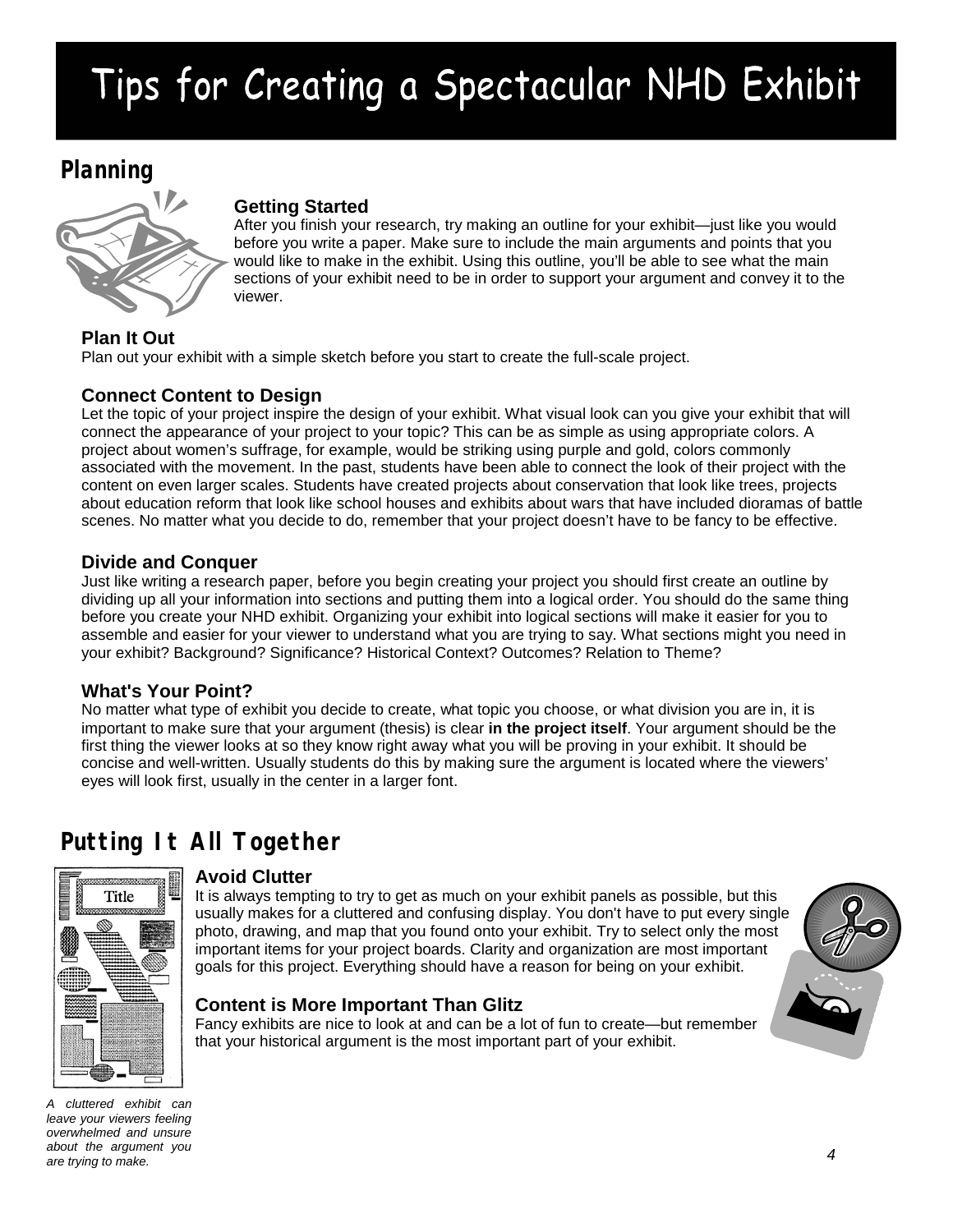# Tips for Creating a Spectacular NHD Exhibit

## Planning

### Getting Started

After you finish your research, try making an outline for your exhibit—just like you would before you write a paper. Make sure to include the main arguments and points that you would like to make in the exhibit. Using this outline, you'll be able to see what the main sections of your exhibit need to be in order to support your argument and convey it to the viewer.

### Plan It Out

Plan out your exhibit with a simple sketch before you start to create the full-scale project.

### Connect Content to Design

Let the topic of your project inspire the design of your exhibit. What visual look can you give your exhibit that will connect the appearance of your project to your topic? This can be as simple as using appropriate colors. A project about women's suffrage, for example, would be striking using purple and gold, colors commonly associated with the movement. In the past, students have been able to connect the look of their project with the content on even larger scales. Students have created projects about conservation that look like trees, projects about education reform that look like school houses and exhibits about wars that have included dioramas of battle scenes. No matter what you decide to do, remember that your project doesn't have to be fancy to be effective.

### Divide and Conquer

Just like writing a research paper, before you begin creating your project you should first create an outline by dividing up all your information into sections and putting them into a logical order. You should do the same thing before you create your NHD exhibit. Organizing your exhibit into logical sections will make it easier for you to assemble and easier for your viewer to understand what you are trying to say. What sections might you need in your exhibit? Background? Significance? Historical Context? Outcomes? Relation to Theme?

### What's Your Point?

No matter what type of exhibit you decide to create, what topic you choose, or what division you are in, it is important to make sure that your argument (thesis) is clear **in the project itself**. Your argument should be the first thing the viewer looks at so they know right away what you will be proving in your exhibit. It should be concise and well-written. Usually students do this by making sure the argument is located where the viewers' eyes will look first, usually in the center in a larger font.

## Putting It All Together

### Avoid Clutter

It is always tempting to try to get as much on your exhibit panels as possible, but this usually makes for a cluttered and confusing display. You don't have to put every single photo, drawing, and map that you found onto your exhibit. Try to select only the most important items for your project boards. Clarity and organization are most important goals for this project. Everything should have a reason for being on your exhibit.

### Content is More Important Than Glitz

Fancy exhibits are nice to look at and can be a lot of fun to create—but remember that your historical argument is the most important part of your exhibit.

*A cluttered exhibit can leave your viewers feeling overwhelmed and unsure about the argument you are trying to make.*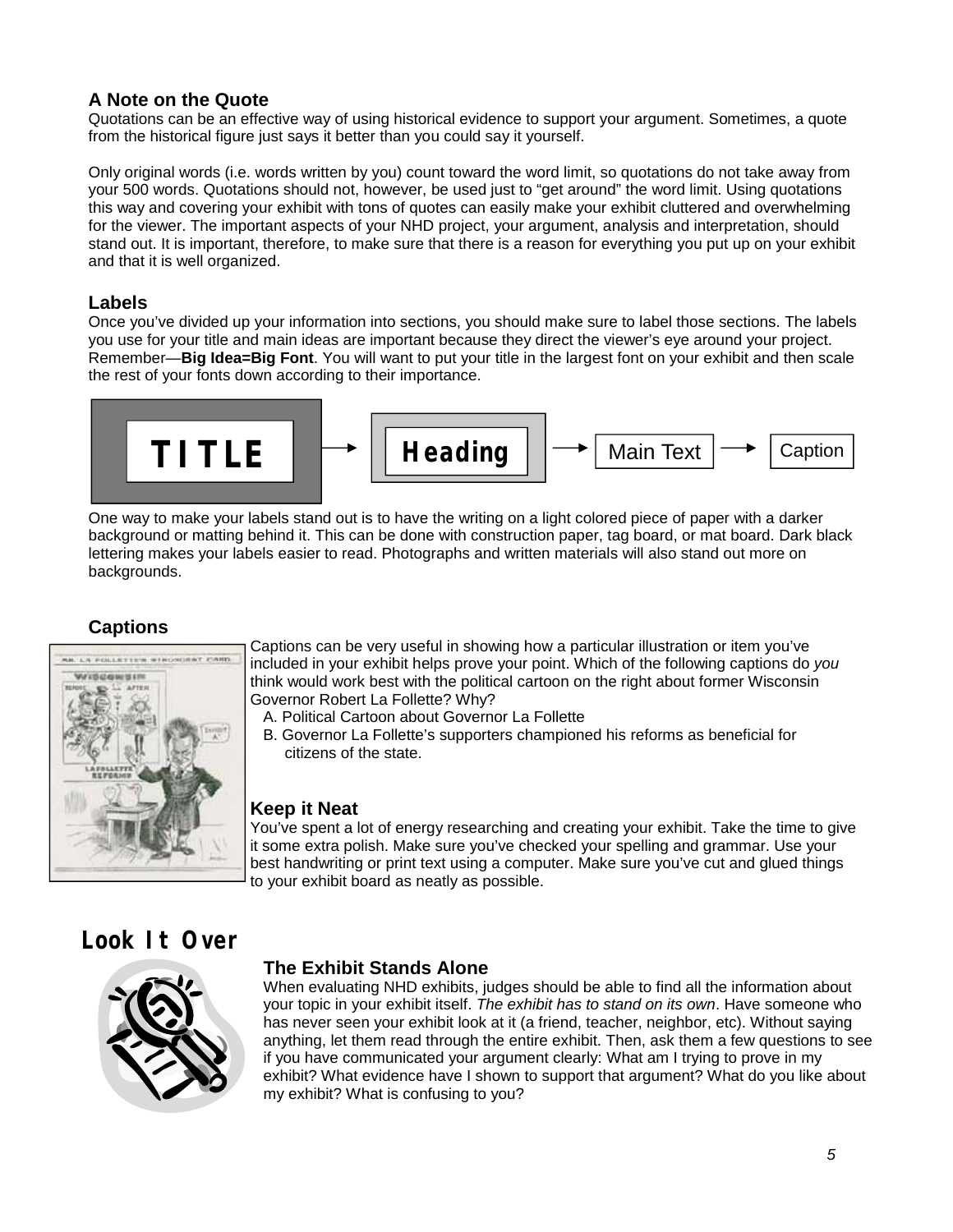### A Note on the Quote

Quotations can be an effective way of using historical evidence to support your argument. Sometimes, a quote from the historical figure just says it better than you could say it yourself.

Only original words (i.e. words written by you) count toward the word limit, so quotations do not take away from your 500 words. Quotations should not, however, be used just to "get around" the word limit. Using quotations this way and covering your exhibit with tons of quotes can easily make your exhibit cluttered and overwhelming for the viewer. The important aspects of your NHD project, your argument, analysis and interpretation, should stand out. It is important, therefore, to make sure that there is a reason for everything you put up on your exhibit and that it is well organized.

### Labels

Once you've divided up your information into sections, you should make sure to label those sections. The labels you use for your title and main ideas are important because they direct the viewer's eye around your project. Remember—**Big Idea=Big Font**. You will want to put your title in the largest font on your exhibit and then scale the rest of your fonts down according to their importance.

**TITLE** → **Heading** → Main Text → Caption

One way to make your labels stand out is to have the writing on a light colored piece of paper with a darker background or matting behind it. This can be done with construction paper, tag board, or mat board. Dark black lettering makes your labels easier to read. Photographs and written materials will also stand out more on backgrounds.

### Captions

Captions can be very useful in showing how a particular illustration or item you've included in your exhibit helps prove your point. Which of the following captions do *you* think would work best with the political cartoon on the right about former Wisconsin Governor Robert La Follette? Why?

A. Political Cartoon about Governor La Follette
B. Governor La Follette's supporters championed his reforms as beneficial for citizens of the state.

### Keep it Neat

You've spent a lot of energy researching and creating your exhibit. Take the time to give it some extra polish. Make sure you've checked your spelling and grammar. Use your best handwriting or print text using a computer. Make sure you've cut and glued things to your exhibit board as neatly as possible.

## Look It Over

### The Exhibit Stands Alone

When evaluating NHD exhibits, judges should be able to find all the information about your topic in your exhibit itself. *The exhibit has to stand on its own*. Have someone who has never seen your exhibit look at it (a friend, teacher, neighbor, etc). Without saying anything, let them read through the entire exhibit. Then, ask them a few questions to see if you have communicated your argument clearly: What am I trying to prove in my exhibit? What evidence have I shown to support that argument? What do you like about my exhibit? What is confusing to you?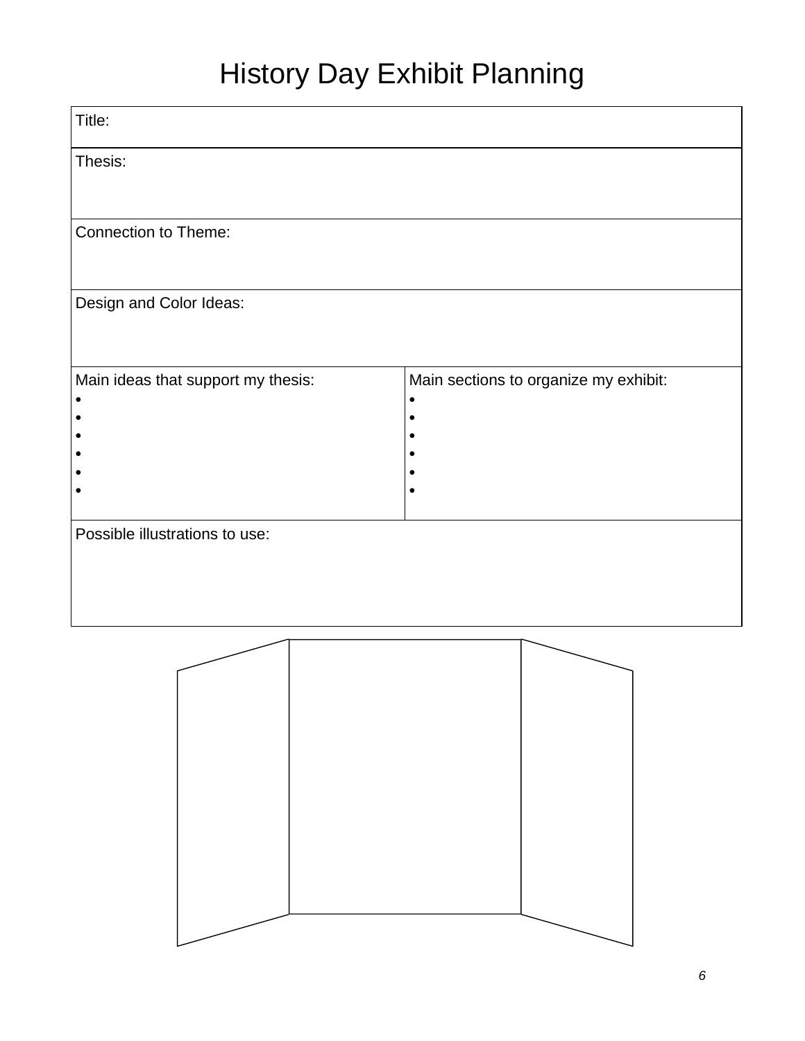# History Day Exhibit Planning

| Title: | |
|---|---|
| Thesis: | |
| Connection to Theme: | |
| Design and Color Ideas: | |
| Main ideas that support my thesis:<br>•<br>•<br>•<br>•<br>•<br>• | Main sections to organize my exhibit:<br>•<br>•<br>•<br>•<br>•<br>• |
| Possible illustrations to use: | |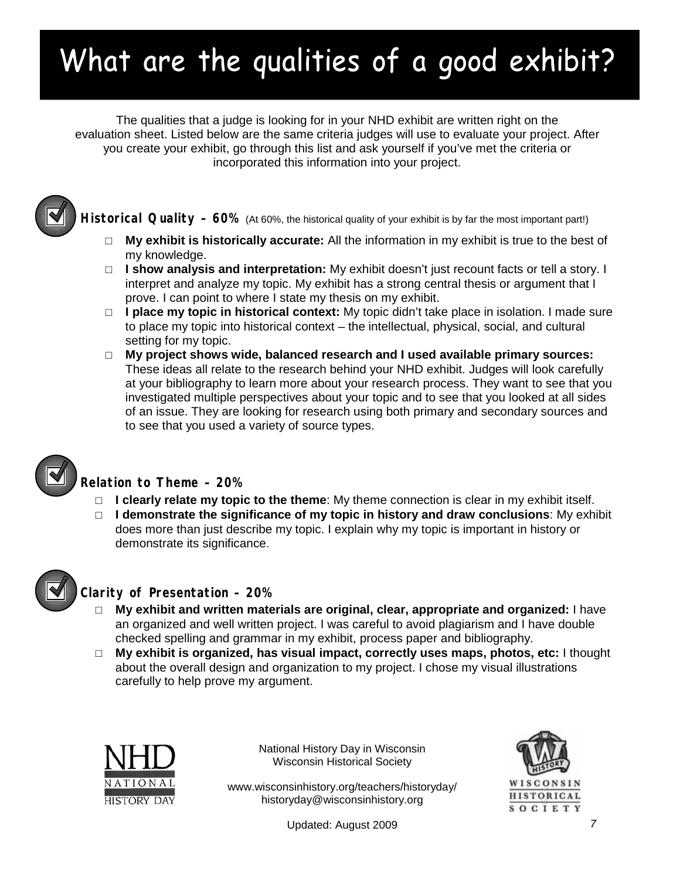# What are the qualities of a good exhibit?

The qualities that a judge is looking for in your NHD exhibit are written right on the evaluation sheet. Listed below are the same criteria judges will use to evaluate your project. After you create your exhibit, go through this list and ask yourself if you've met the criteria or incorporated this information into your project.

## Historical Quality – 60% (At 60%, the historical quality of your exhibit is by far the most important part!)

- □ **My exhibit is historically accurate:** All the information in my exhibit is true to the best of my knowledge.
- □ **I show analysis and interpretation:** My exhibit doesn't just recount facts or tell a story. I interpret and analyze my topic. My exhibit has a strong central thesis or argument that I prove. I can point to where I state my thesis on my exhibit.
- □ **I place my topic in historical context:** My topic didn't take place in isolation. I made sure to place my topic into historical context – the intellectual, physical, social, and cultural setting for my topic.
- □ **My project shows wide, balanced research and I used available primary sources:** These ideas all relate to the research behind your NHD exhibit. Judges will look carefully at your bibliography to learn more about your research process. They want to see that you investigated multiple perspectives about your topic and to see that you looked at all sides of an issue. They are looking for research using both primary and secondary sources and to see that you used a variety of source types.

## Relation to Theme – 20%

- □ **I clearly relate my topic to the theme**: My theme connection is clear in my exhibit itself.
- □ **I demonstrate the significance of my topic in history and draw conclusions**: My exhibit does more than just describe my topic. I explain why my topic is important in history or demonstrate its significance.

## Clarity of Presentation – 20%

- □ **My exhibit and written materials are original, clear, appropriate and organized:** I have an organized and well written project. I was careful to avoid plagiarism and I have double checked spelling and grammar in my exhibit, process paper and bibliography.
- □ **My exhibit is organized, has visual impact, correctly uses maps, photos, etc:** I thought about the overall design and organization to my project. I chose my visual illustrations carefully to help prove my argument.

National History Day in Wisconsin
Wisconsin Historical Society

www.wisconsinhistory.org/teachers/historyday/
historyday@wisconsinhistory.org

Updated: August 2009